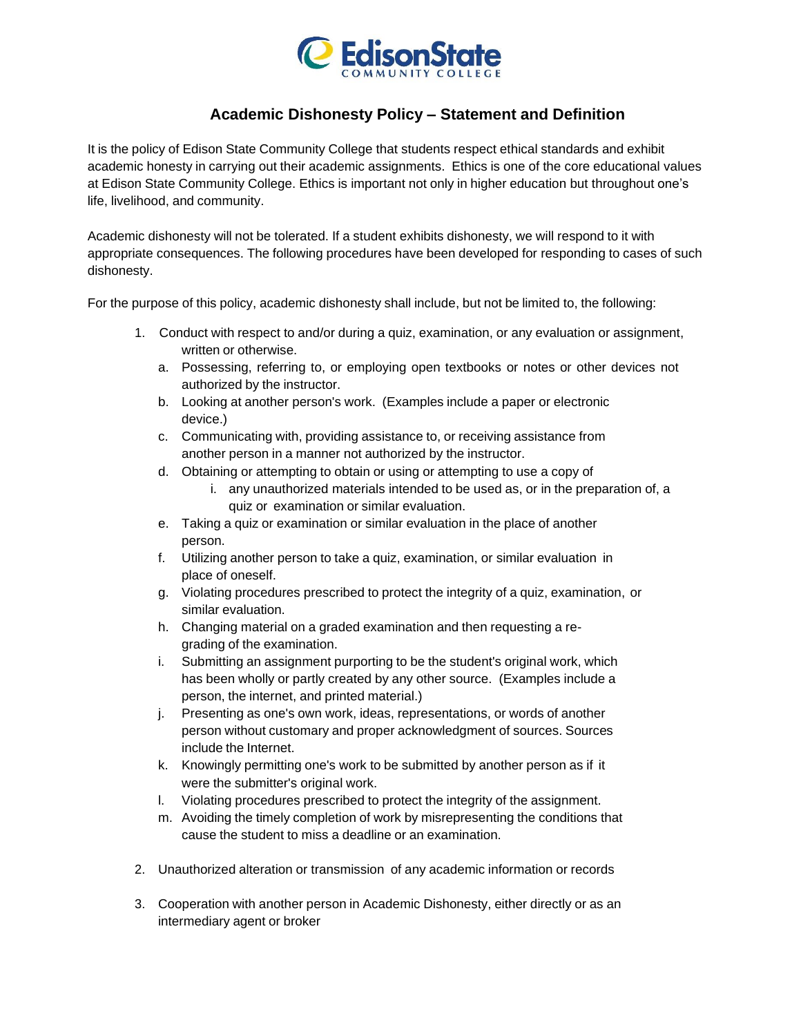# Academic Dishonesty Policy – Statement and Definition

It is the policy of Edison State Community College that students respect ethical standards and exhibit academic honesty in carrying out their academic assignments. Ethics is one of the core educational values at Edison State Community College. Ethics is important not only in higher education but throughout one's life, livelihood, and community.

Academic dishonesty will not be tolerated. If a student exhibits dishonesty, we will respond to it with appropriate consequences. The following procedures have been developed for responding to cases of such dishonesty.

For the purpose of this policy, academic dishonesty shall include, but not be limited to, the following:

1. Conduct with respect to and/or during a quiz, examination, or any evaluation or assignment, written or otherwise.
   a. Possessing, referring to, or employing open textbooks or notes or other devices not authorized by the instructor.
   b. Looking at another person's work. (Examples include a paper or electronic device.)
   c. Communicating with, providing assistance to, or receiving assistance from another person in a manner not authorized by the instructor.
   d. Obtaining or attempting to obtain or using or attempting to use a copy of
      i. any unauthorized materials intended to be used as, or in the preparation of, a quiz or examination or similar evaluation.
   e. Taking a quiz or examination or similar evaluation in the place of another person.
   f. Utilizing another person to take a quiz, examination, or similar evaluation in place of oneself.
   g. Violating procedures prescribed to protect the integrity of a quiz, examination, or similar evaluation.
   h. Changing material on a graded examination and then requesting a re-grading of the examination.
   i. Submitting an assignment purporting to be the student's original work, which has been wholly or partly created by any other source. (Examples include a person, the internet, and printed material.)
   j. Presenting as one's own work, ideas, representations, or words of another person without customary and proper acknowledgment of sources. Sources include the Internet.
   k. Knowingly permitting one's work to be submitted by another person as if it were the submitter's original work.
   l. Violating procedures prescribed to protect the integrity of the assignment.
   m. Avoiding the timely completion of work by misrepresenting the conditions that cause the student to miss a deadline or an examination.

2. Unauthorized alteration or transmission of any academic information or records

3. Cooperation with another person in Academic Dishonesty, either directly or as an intermediary agent or broker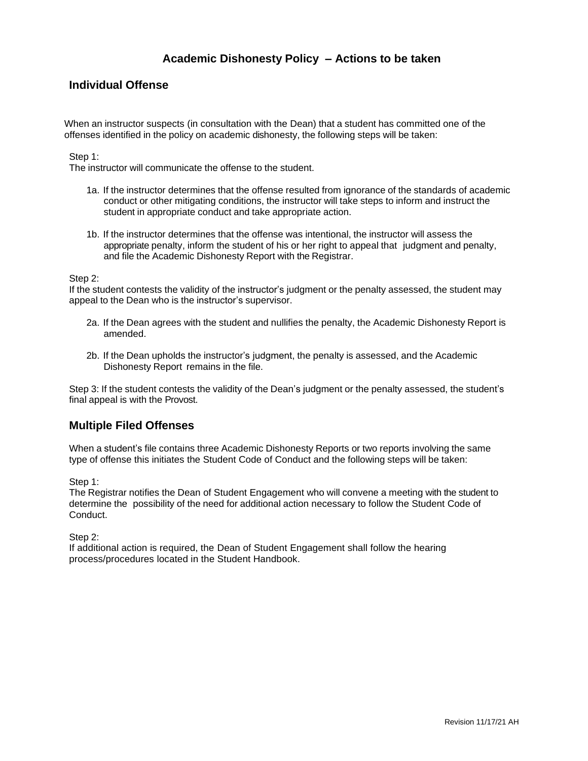# Academic Dishonesty Policy – Actions to be taken

## Individual Offense

When an instructor suspects (in consultation with the Dean) that a student has committed one of the offenses identified in the policy on academic dishonesty, the following steps will be taken:

Step 1:
The instructor will communicate the offense to the student.

1a. If the instructor determines that the offense resulted from ignorance of the standards of academic conduct or other mitigating conditions, the instructor will take steps to inform and instruct the student in appropriate conduct and take appropriate action.

1b. If the instructor determines that the offense was intentional, the instructor will assess the appropriate penalty, inform the student of his or her right to appeal that judgment and penalty, and file the Academic Dishonesty Report with the Registrar.

Step 2:
If the student contests the validity of the instructor's judgment or the penalty assessed, the student may appeal to the Dean who is the instructor's supervisor.

2a. If the Dean agrees with the student and nullifies the penalty, the Academic Dishonesty Report is amended.

2b. If the Dean upholds the instructor's judgment, the penalty is assessed, and the Academic Dishonesty Report remains in the file.

Step 3: If the student contests the validity of the Dean's judgment or the penalty assessed, the student's final appeal is with the Provost.

## Multiple Filed Offenses

When a student's file contains three Academic Dishonesty Reports or two reports involving the same type of offense this initiates the Student Code of Conduct and the following steps will be taken:

Step 1:
The Registrar notifies the Dean of Student Engagement who will convene a meeting with the student to determine the possibility of the need for additional action necessary to follow the Student Code of Conduct.

Step 2:
If additional action is required, the Dean of Student Engagement shall follow the hearing process/procedures located in the Student Handbook.

Revision 11/17/21 AH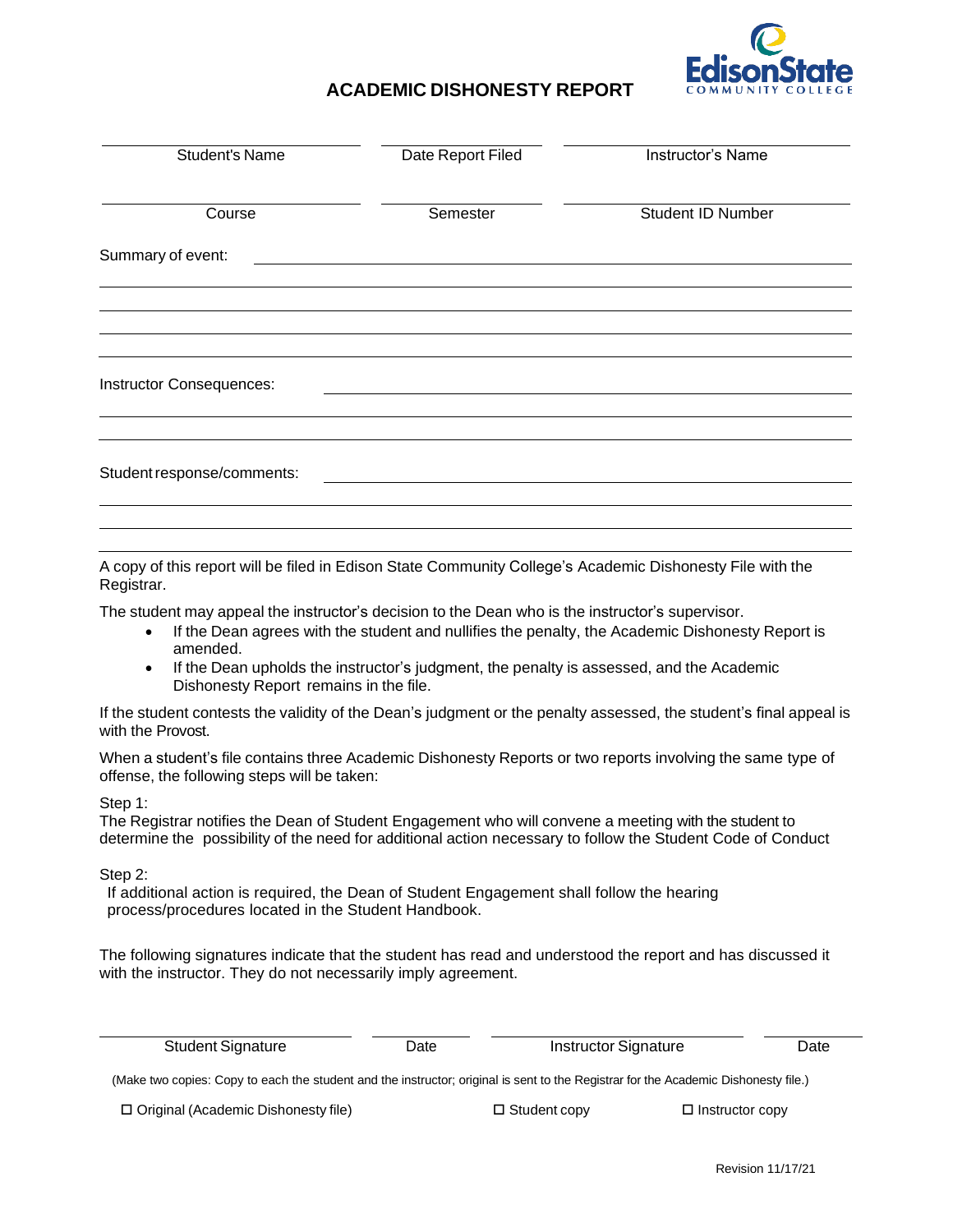# ACADEMIC DISHONESTY REPORT

EdisonState COMMUNITY COLLEGE

| | | |
|---|---|---|
| Student's Name | Date Report Filed | Instructor's Name |
| Course | Semester | Student ID Number |

Summary of event: ______________________________________________

______________________________________________

______________________________________________

______________________________________________

Instructor Consequences: ______________________________________________

______________________________________________

______________________________________________

Student response/comments: ______________________________________________

______________________________________________

______________________________________________

______________________________________________

A copy of this report will be filed in Edison State Community College's Academic Dishonesty File with the Registrar.

The student may appeal the instructor's decision to the Dean who is the instructor's supervisor.

- If the Dean agrees with the student and nullifies the penalty, the Academic Dishonesty Report is amended.
- If the Dean upholds the instructor's judgment, the penalty is assessed, and the Academic Dishonesty Report remains in the file.

If the student contests the validity of the Dean's judgment or the penalty assessed, the student's final appeal is with the Provost.

When a student's file contains three Academic Dishonesty Reports or two reports involving the same type of offense, the following steps will be taken:

Step 1:
The Registrar notifies the Dean of Student Engagement who will convene a meeting with the student to determine the possibility of the need for additional action necessary to follow the Student Code of Conduct

Step 2:
If additional action is required, the Dean of Student Engagement shall follow the hearing process/procedures located in the Student Handbook.

The following signatures indicate that the student has read and understood the report and has discussed it with the instructor. They do not necessarily imply agreement.

| | | | |
|---|---|---|---|
| Student Signature | Date | Instructor Signature | Date |

(Make two copies: Copy to each the student and the instructor; original is sent to the Registrar for the Academic Dishonesty file.)

☐ Original (Academic Dishonesty file) ☐ Student copy ☐ Instructor copy

Revision 11/17/21